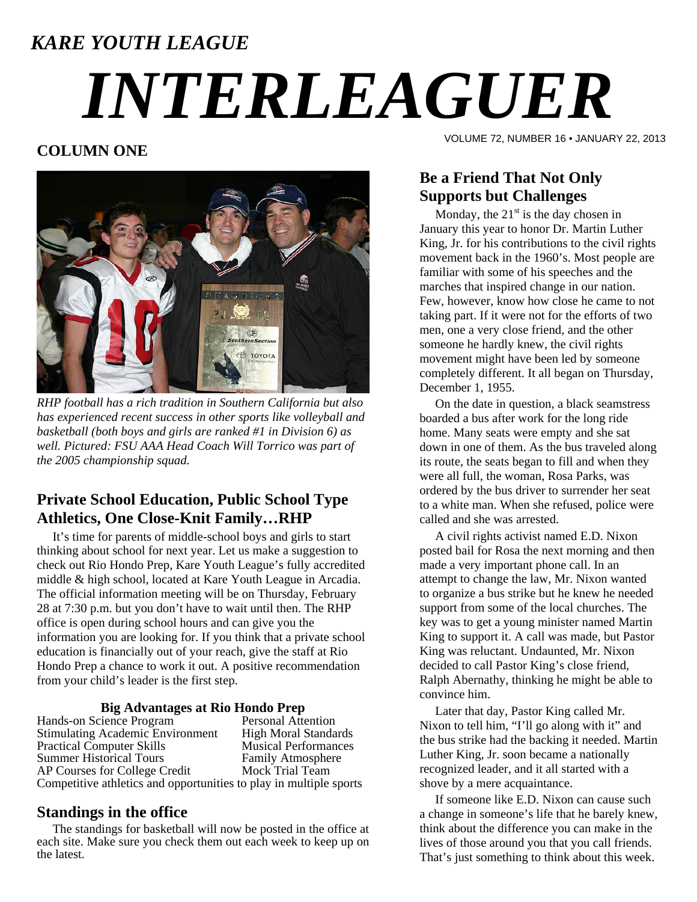*KARE YOUTH LEAGUE*

# *INTERLEAGUER*

VOLUME 72, NUMBER 16 • JANUARY 22, 2013

## COLUMN ONE

*RHP football has a rich tradition in Southern California but also has experienced recent success in other sports like volleyball and basketball (both boys and girls are ranked #1 in Division 6) as well. Pictured: FSU AAA Head Coach Will Torrico was part of the 2005 championship squad.*

## Private School Education, Public School Type Athletics, One Close-Knit Family…RHP

It's time for parents of middle-school boys and girls to start thinking about school for next year. Let us make a suggestion to check out Rio Hondo Prep, Kare Youth League's fully accredited middle & high school, located at Kare Youth League in Arcadia. The official information meeting will be on Thursday, February 28 at 7:30 p.m. but you don't have to wait until then. The RHP office is open during school hours and can give you the information you are looking for. If you think that a private school education is financially out of your reach, give the staff at Rio Hondo Prep a chance to work it out. A positive recommendation from your child's leader is the first step.

**Big Advantages at Rio Hondo Prep**

| | |
|---|---|
| Hands-on Science Program | Personal Attention |
| Stimulating Academic Environment | High Moral Standards |
| Practical Computer Skills | Musical Performances |
| Summer Historical Tours | Family Atmosphere |
| AP Courses for College Credit | Mock Trial Team |

Competitive athletics and opportunities to play in multiple sports

## Standings in the office

The standings for basketball will now be posted in the office at each site. Make sure you check them out each week to keep up on the latest.

## Be a Friend That Not Only Supports but Challenges

Monday, the 21st is the day chosen in January this year to honor Dr. Martin Luther King, Jr. for his contributions to the civil rights movement back in the 1960's. Most people are familiar with some of his speeches and the marches that inspired change in our nation. Few, however, know how close he came to not taking part. If it were not for the efforts of two men, one a very close friend, and the other someone he hardly knew, the civil rights movement might have been led by someone completely different. It all began on Thursday, December 1, 1955.

On the date in question, a black seamstress boarded a bus after work for the long ride home. Many seats were empty and she sat down in one of them. As the bus traveled along its route, the seats began to fill and when they were all full, the woman, Rosa Parks, was ordered by the bus driver to surrender her seat to a white man. When she refused, police were called and she was arrested.

A civil rights activist named E.D. Nixon posted bail for Rosa the next morning and then made a very important phone call. In an attempt to change the law, Mr. Nixon wanted to organize a bus strike but he knew he needed support from some of the local churches. The key was to get a young minister named Martin King to support it. A call was made, but Pastor King was reluctant. Undaunted, Mr. Nixon decided to call Pastor King's close friend, Ralph Abernathy, thinking he might be able to convince him.

Later that day, Pastor King called Mr. Nixon to tell him, "I'll go along with it" and the bus strike had the backing it needed. Martin Luther King, Jr. soon became a nationally recognized leader, and it all started with a shove by a mere acquaintance.

If someone like E.D. Nixon can cause such a change in someone's life that he barely knew, think about the difference you can make in the lives of those around you that you call friends. That's just something to think about this week.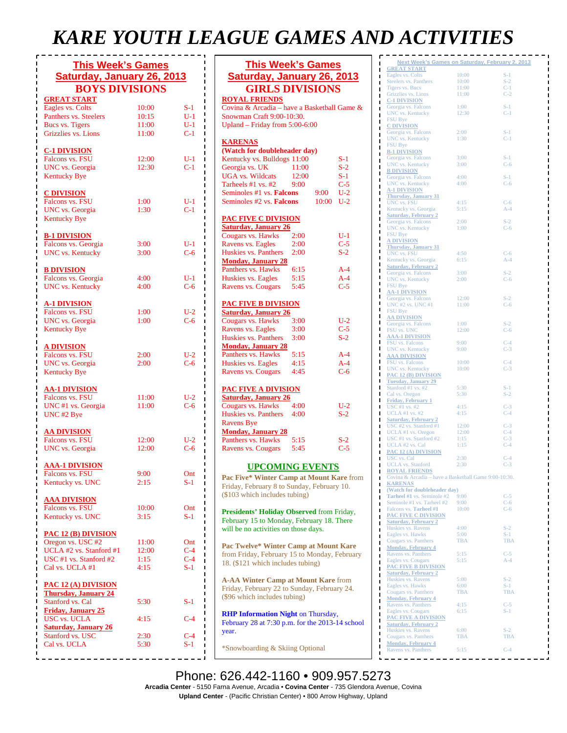# KARE YOUTH LEAGUE GAMES AND ACTIVITIES

## This Week's Games
## Saturday, January 26, 2013
## BOYS DIVISIONS

**GREAT START**

| | | |
|---|---|---|
| Eagles vs. Colts | 10:00 | S-1 |
| Panthers vs. Steelers | 10:15 | U-1 |
| Bucs vs. Tigers | 11:00 | U-1 |
| Grizzlies vs. Lions | 11:00 | C-1 |

**C-1 DIVISION**

| | | |
|---|---|---|
| Falcons vs. FSU | 12:00 | U-1 |
| UNC vs. Georgia | 12:30 | C-1 |
| Kentucky Bye | | |

**C DIVISION**

| | | |
|---|---|---|
| Falcons vs. FSU | 1:00 | U-1 |
| UNC vs. Georgia | 1:30 | C-1 |
| Kentucky Bye | | |

**B-1 DIVISION**

| | | |
|---|---|---|
| Falcons vs. Georgia | 3:00 | U-1 |
| UNC vs. Kentucky | 3:00 | C-6 |

**B DIVISION**

| | | |
|---|---|---|
| Falcons vs. Georgia | 4:00 | U-1 |
| UNC vs. Kentucky | 4:00 | C-6 |

**A-1 DIVISION**

| | | |
|---|---|---|
| Falcons vs. FSU | 1:00 | U-2 |
| UNC vs. Georgia | 1:00 | C-6 |
| Kentucky Bye | | |

**A DIVISION**

| | | |
|---|---|---|
| Falcons vs. FSU | 2:00 | U-2 |
| UNC vs. Georgia | 2:00 | C-6 |
| Kentucky Bye | | |

**AA-1 DIVISION**

| | | |
|---|---|---|
| Falcons vs. FSU | 11:00 | U-2 |
| UNC #1 vs. Georgia | 11:00 | C-6 |
| UNC #2 Bye | | |

**AA DIVISION**

| | | |
|---|---|---|
| Falcons vs. FSU | 12:00 | U-2 |
| UNC vs. Georgia | 12:00 | C-6 |

**AAA-1 DIVISION**

| | | |
|---|---|---|
| Falcons vs. FSU | 9:00 | Ont |
| Kentucky vs. UNC | 2:15 | S-1 |

**AAA DIVISION**

| | | |
|---|---|---|
| Falcons vs. FSU | 10:00 | Ont |
| Kentucky vs. UNC | 3:15 | S-1 |

**PAC 12 (B) DIVISION**

| | | |
|---|---|---|
| Oregon vs. USC #2 | 11:00 | Ont |
| UCLA #2 vs. Stanford #1 | 12:00 | C-4 |
| USC #1 vs. Stanford #2 | 1:15 | C-4 |
| Cal vs. UCLA #1 | 4:15 | S-1 |

**PAC 12 (A) DIVISION**

| | | |
|---|---|---|
| **Thursday, January 24** | | |
| Stanford vs. Cal | 5:30 | S-1 |
| **Friday, January 25** | | |
| USC vs. UCLA | 4:15 | C-4 |
| **Saturday, January 26** | | |
| Stanford vs. USC | 2:30 | C-4 |
| Cal vs. UCLA | 5:30 | S-1 |

## This Week's Games
## Saturday, January 26, 2013
## GIRLS DIVISIONS

**ROYAL FRIENDS**

Covina & Arcadia – have a Basketball Game & Snowman Craft 9:00-10:30.
Upland – Friday from 5:00-6:00

**KARENAS**

**(Watch for doubleheader day)**

| | | |
|---|---|---|
| Kentucky vs. Bulldogs | 11:00 | S-1 |
| Georgia vs. UK | 11:00 | S-2 |
| UGA vs. Wildcats | 12:00 | S-1 |
| Tarheels #1 vs. #2 | 9:00 | C-5 |
| Seminoles #1 vs. **Falcons** | 9:00 | U-2 |
| Seminoles #2 vs. **Falcons** | 10:00 | U-2 |

**PAC FIVE C DIVISION**

| | | |
|---|---|---|
| **Saturday, January 26** | | |
| Cougars vs. Hawks | 2:00 | U-1 |
| Ravens vs. Eagles | 2:00 | C-5 |
| Huskies vs. Panthers | 2:00 | S-2 |
| **Monday, January 28** | | |
| Panthers vs. Hawks | 6:15 | A-4 |
| Huskies vs. Eagles | 5:15 | A-4 |
| Ravens vs. Cougars | 5:45 | C-5 |

**PAC FIVE B DIVISION**

| | | |
|---|---|---|
| **Saturday, January 26** | | |
| Cougars vs. Hawks | 3:00 | U-2 |
| Ravens vs. Eagles | 3:00 | C-5 |
| Huskies vs. Panthers | 3:00 | S-2 |
| **Monday, January 28** | | |
| Panthers vs. Hawks | 5:15 | A-4 |
| Huskies vs. Eagles | 4:15 | A-4 |
| Ravens vs. Cougars | 4:45 | C-6 |

**PAC FIVE A DIVISION**

| | | |
|---|---|---|
| **Saturday, January 26** | | |
| Cougars vs. Hawks | 4:00 | U-2 |
| Huskies vs. Panthers | 4:00 | S-2 |
| Ravens Bye | | |
| **Monday, January 28** | | |
| Panthers vs. Hawks | 5:15 | S-2 |
| Ravens vs. Cougars | 5:45 | C-5 |

## UPCOMING EVENTS

**Pac Five* Winter Camp at Mount Kare** from Friday, February 8 to Sunday, February 10. ($103 which includes tubing)

**Presidents' Holiday Observed** from Friday, February 15 to Monday, February 18. There will be no activities on those days.

**Pac Twelve* Winter Camp at Mount Kare** from Friday, February 15 to Monday, February 18. ($121 which includes tubing)

**A-AA Winter Camp at Mount Kare** from Friday, February 22 to Sunday, February 24. ($96 which includes tubing)

**RHP Information Night** on Thursday, February 28 at 7:30 p.m. for the 2013-14 school year.

*Snowboarding & Skiing Optional

## Next Week's Games on Saturday, February 2, 2013

**GREAT START**

| | | |
|---|---|---|
| Eagles vs. Colts | 10:00 | S-1 |
| Steelers vs. Panthers | 10:00 | S-2 |
| Tigers vs. Bucs | 11:00 | C-1 |
| Grizzlies vs. Lions | 11:00 | C-2 |

**C-1 DIVISION**

| | | |
|---|---|---|
| Georgia vs. Falcons | 1:00 | S-1 |
| UNC vs. Kentucky | 12:30 | C-1 |
| FSU Bye | | |

**C DIVISION**

| | | |
|---|---|---|
| Georgia vs. Falcons | 2:00 | S-1 |
| UNC vs. Kentucky | 1:30 | C-1 |
| FSU Bye | | |

**B-1 DIVISION**

| | | |
|---|---|---|
| Georgia vs. Falcons | 3:00 | S-1 |
| UNC vs. Kentucky | 3:00 | C-6 |

**B DIVISION**

| | | |
|---|---|---|
| Georgia vs. Falcons | 4:00 | S-1 |
| UNC vs. Kentucky | 4:00 | C-6 |

**A-1 DIVISION**

| | | |
|---|---|---|
| **Thursday, January 31** | | |
| UNC vs. FSU | 4:15 | C-6 |
| Kentucky vs. Georgia | 5:15 | A-4 |
| **Saturday, February 2** | | |
| Georgia vs. Falcons | 2:00 | S-2 |
| UNC vs. Kentucky | 1:00 | C-6 |
| FSU Bye | | |

**A DIVISION**

| | | |
|---|---|---|
| **Thursday, January 31** | | |
| UNC vs. FSU | 4:50 | C-6 |
| Kentucky vs. Georgia | 6:15 | A-4 |
| **Saturday, February 2** | | |
| Georgia vs. Falcons | 3:00 | S-2 |
| UNC vs. Kentucky | 2:00 | C-6 |
| FSU Bye | | |

**AA-1 DIVISION**

| | | |
|---|---|---|
| Georgia vs. Falcons | 12:00 | S-2 |
| UNC #2 vs. UNC #1 | 11:00 | C-6 |
| FSU Bye | | |

**AA DIVISION**

| | | |
|---|---|---|
| Georgia vs. Falcons | 1:00 | S-2 |
| FSU vs. UNC | 12:00 | C-6 |

**AAA-1 DIVISION**

| | | |
|---|---|---|
| FSU vs. Falcons | 9:00 | C-4 |
| UNC vs. Kentucky | 9:00 | C-3 |

**AAA DIVISION**

| | | |
|---|---|---|
| FSU vs. Falcons | 10:00 | C-4 |
| UNC vs. Kentucky | 10:00 | C-3 |

**PAC 12 (B) DIVISION**

| | | |
|---|---|---|
| **Tuesday, January 29** | | |
| Stanford #1 vs. #2 | 5:30 | S-1 |
| Cal vs. Oregon | 5:30 | S-2 |
| **Friday, February 1** | | |
| USC #1 vs. #2 | 4:15 | C-3 |
| UCLA #1 vs. #2 | 4:15 | C-4 |
| **Saturday, February 2** | | |
| USC #2 vs. Stanford #1 | 12:00 | C-3 |
| UCLA #1 vs. Oregon | 12:00 | C-4 |
| USC #1 vs. Stanford #2 | 1:15 | C-3 |
| UCLA #2 vs. Cal | 1:15 | C-4 |

**PAC 12 (A) DIVISION**

| | | |
|---|---|---|
| USC vs. Cal | 2:30 | C-4 |
| UCLA vs. Stanford | 2:30 | C-3 |

**ROYAL FRIENDS**

Covina & Arcadia – have a Basketball Game 9:00-10:30.

**KARENAS**

**(Watch for doubleheader day)**

| | | |
|---|---|---|
| **Tarheel #1** vs. Seminole #2 | 9:00 | C-5 |
| Seminole #1 vs. Tarheel #2 | 9:00 | C-6 |
| Falcons vs. **Tarheel #1** | 10:00 | C-6 |

**PAC FIVE C DIVISION**

| | | |
|---|---|---|
| **Saturday, February 2** | | |
| Huskies vs. Ravens | 4:00 | S-2 |
| Eagles vs. Hawks | 5:00 | S-1 |
| Cougars vs. Panthers | TBA | TBA |
| **Monday, February 4** | | |
| Ravens vs. Panthers | 5:15 | C-5 |
| Eagles vs. Cougars | 5:15 | A-4 |

**PAC FIVE B DIVISION**

| | | |
|---|---|---|
| **Saturday, February 2** | | |
| Huskies vs. Ravens | 5:00 | S-2 |
| Eagles vs. Hawks | 6:00 | S-1 |
| Cougars vs. Panthers | TBA | TBA |
| **Monday, February 4** | | |
| Ravens vs. Panthers | 4:15 | C-5 |
| Eagles vs. Cougars | 6:15 | S-1 |

**PAC FIVE A DIVISION**

| | | |
|---|---|---|
| **Saturday, February 2** | | |
| Huskies vs. Ravens | 6:00 | S-2 |
| Cougars vs. Panthers | TBA | TBA |
| **Monday, February 4** | | |
| Ravens vs. Panthers | 5:15 | C-4 |

Phone: 626.442-1160 • 909.957.5273

**Arcadia Center** - 5150 Farna Avenue, Arcadia • **Covina Center** - 735 Glendora Avenue, Covina
**Upland Center** - (Pacific Christian Center) • 800 Arrow Highway, Upland